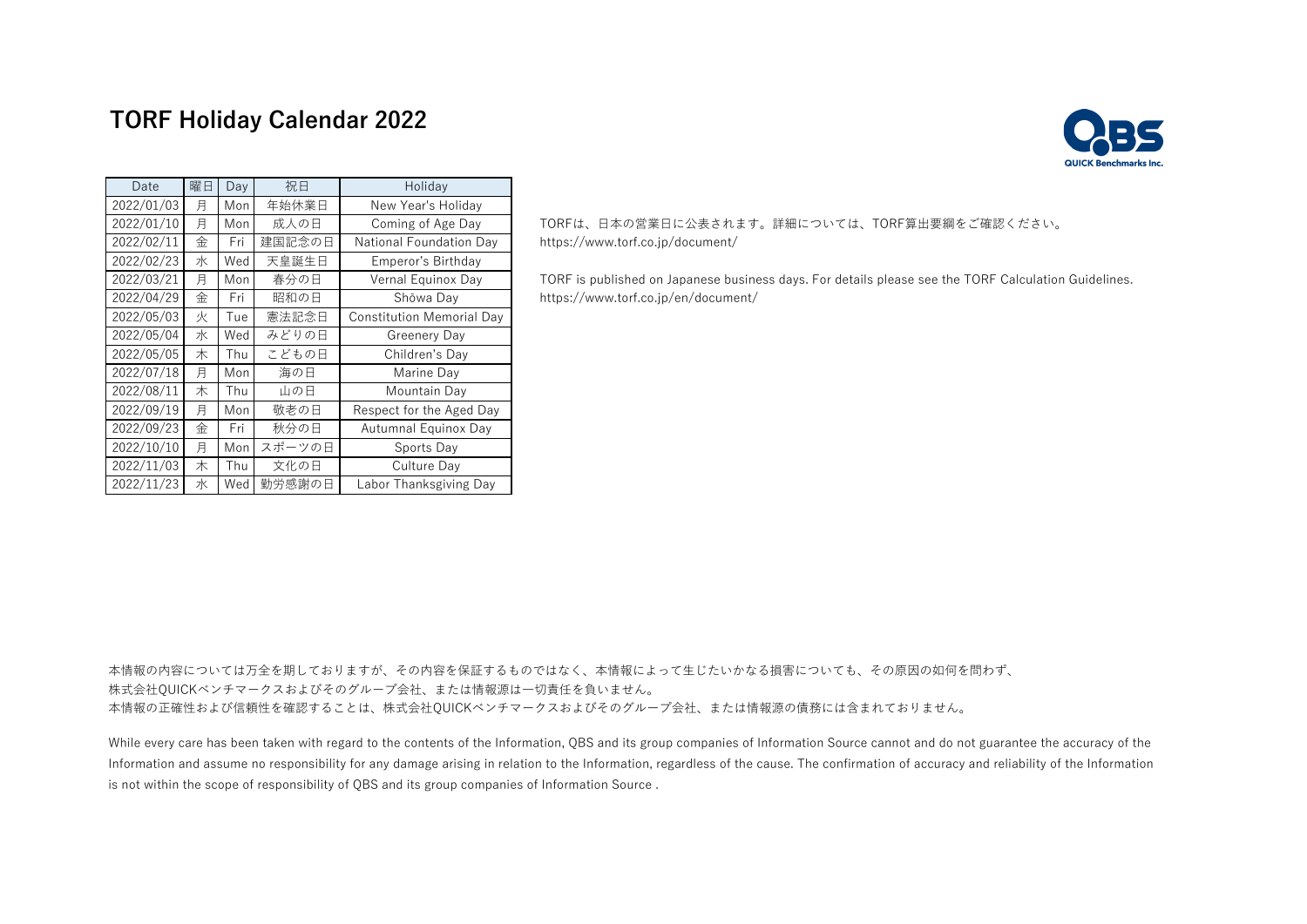# TORF Holiday Calendar 2022

| Date | 曜日 | Day | 祝日 | Holiday |
|---|---|---|---|---|
| 2022/01/03 | 月 | Mon | 年始休業日 | New Year's Holiday |
| 2022/01/10 | 月 | Mon | 成人の日 | Coming of Age Day |
| 2022/02/11 | 金 | Fri | 建国記念の日 | National Foundation Day |
| 2022/02/23 | 水 | Wed | 天皇誕生日 | Emperor's Birthday |
| 2022/03/21 | 月 | Mon | 春分の日 | Vernal Equinox Day |
| 2022/04/29 | 金 | Fri | 昭和の日 | Shōwa Day |
| 2022/05/03 | 火 | Tue | 憲法記念日 | Constitution Memorial Day |
| 2022/05/04 | 水 | Wed | みどりの日 | Greenery Day |
| 2022/05/05 | 木 | Thu | こどもの日 | Children's Day |
| 2022/07/18 | 月 | Mon | 海の日 | Marine Day |
| 2022/08/11 | 木 | Thu | 山の日 | Mountain Day |
| 2022/09/19 | 月 | Mon | 敬老の日 | Respect for the Aged Day |
| 2022/09/23 | 金 | Fri | 秋分の日 | Autumnal Equinox Day |
| 2022/10/10 | 月 | Mon | スポーツの日 | Sports Day |
| 2022/11/03 | 木 | Thu | 文化の日 | Culture Day |
| 2022/11/23 | 水 | Wed | 勤労感謝の日 | Labor Thanksgiving Day |

TORFは、日本の営業日に公表されます。詳細については、TORF算出要綱をご確認ください。
https://www.torf.co.jp/document/

TORF is published on Japanese business days. For details please see the TORF Calculation Guidelines.
https://www.torf.co.jp/en/document/

本情報の内容については万全を期しておりますが、その内容を保証するものではなく、本情報によって生じたいかなる損害についても、その原因の如何を問わず、
株式会社QUICKベンチマークスおよびそのグループ会社、または情報源は一切責任を負いません。
本情報の正確性および信頼性を確認することは、株式会社QUICKベンチマークスおよびそのグループ会社、または情報源の債務には含まれておりません。

While every care has been taken with regard to the contents of the Information, QBS and its group companies of Information Source cannot and do not guarantee the accuracy of the Information and assume no responsibility for any damage arising in relation to the Information, regardless of the cause. The confirmation of accuracy and reliability of the Information is not within the scope of responsibility of QBS and its group companies of Information Source .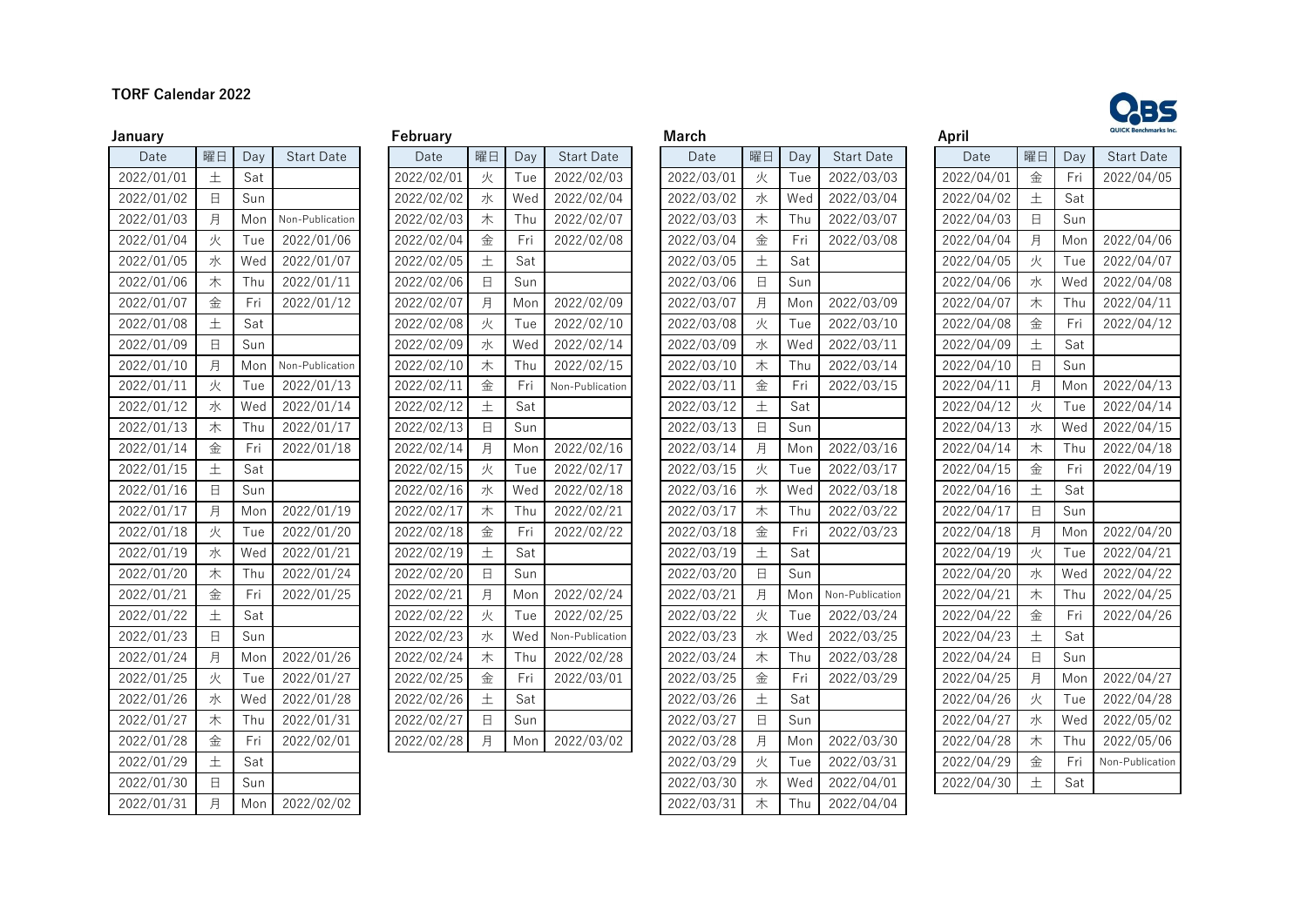# TORF Calendar 2022

## January

| Date | 曜日 | Day | Start Date |
|---|---|---|---|
| 2022/01/01 | 土 | Sat | |
| 2022/01/02 | 日 | Sun | |
| 2022/01/03 | 月 | Mon | Non-Publication |
| 2022/01/04 | 火 | Tue | 2022/01/06 |
| 2022/01/05 | 水 | Wed | 2022/01/07 |
| 2022/01/06 | 木 | Thu | 2022/01/11 |
| 2022/01/07 | 金 | Fri | 2022/01/12 |
| 2022/01/08 | 土 | Sat | |
| 2022/01/09 | 日 | Sun | |
| 2022/01/10 | 月 | Mon | Non-Publication |
| 2022/01/11 | 火 | Tue | 2022/01/13 |
| 2022/01/12 | 水 | Wed | 2022/01/14 |
| 2022/01/13 | 木 | Thu | 2022/01/17 |
| 2022/01/14 | 金 | Fri | 2022/01/18 |
| 2022/01/15 | 土 | Sat | |
| 2022/01/16 | 日 | Sun | |
| 2022/01/17 | 月 | Mon | 2022/01/19 |
| 2022/01/18 | 火 | Tue | 2022/01/20 |
| 2022/01/19 | 水 | Wed | 2022/01/21 |
| 2022/01/20 | 木 | Thu | 2022/01/24 |
| 2022/01/21 | 金 | Fri | 2022/01/25 |
| 2022/01/22 | 土 | Sat | |
| 2022/01/23 | 日 | Sun | |
| 2022/01/24 | 月 | Mon | 2022/01/26 |
| 2022/01/25 | 火 | Tue | 2022/01/27 |
| 2022/01/26 | 水 | Wed | 2022/01/28 |
| 2022/01/27 | 木 | Thu | 2022/01/31 |
| 2022/01/28 | 金 | Fri | 2022/02/01 |
| 2022/01/29 | 土 | Sat | |
| 2022/01/30 | 日 | Sun | |
| 2022/01/31 | 月 | Mon | 2022/02/02 |

## February

| Date | 曜日 | Day | Start Date |
|---|---|---|---|
| 2022/02/01 | 火 | Tue | 2022/02/03 |
| 2022/02/02 | 水 | Wed | 2022/02/04 |
| 2022/02/03 | 木 | Thu | 2022/02/07 |
| 2022/02/04 | 金 | Fri | 2022/02/08 |
| 2022/02/05 | 土 | Sat | |
| 2022/02/06 | 日 | Sun | |
| 2022/02/07 | 月 | Mon | 2022/02/09 |
| 2022/02/08 | 火 | Tue | 2022/02/10 |
| 2022/02/09 | 水 | Wed | 2022/02/14 |
| 2022/02/10 | 木 | Thu | 2022/02/15 |
| 2022/02/11 | 金 | Fri | Non-Publication |
| 2022/02/12 | 土 | Sat | |
| 2022/02/13 | 日 | Sun | |
| 2022/02/14 | 月 | Mon | 2022/02/16 |
| 2022/02/15 | 火 | Tue | 2022/02/17 |
| 2022/02/16 | 水 | Wed | 2022/02/18 |
| 2022/02/17 | 木 | Thu | 2022/02/21 |
| 2022/02/18 | 金 | Fri | 2022/02/22 |
| 2022/02/19 | 土 | Sat | |
| 2022/02/20 | 日 | Sun | |
| 2022/02/21 | 月 | Mon | 2022/02/24 |
| 2022/02/22 | 火 | Tue | 2022/02/25 |
| 2022/02/23 | 水 | Wed | Non-Publication |
| 2022/02/24 | 木 | Thu | 2022/02/28 |
| 2022/02/25 | 金 | Fri | 2022/03/01 |
| 2022/02/26 | 土 | Sat | |
| 2022/02/27 | 日 | Sun | |
| 2022/02/28 | 月 | Mon | 2022/03/02 |

## March

| Date | 曜日 | Day | Start Date |
|---|---|---|---|
| 2022/03/01 | 火 | Tue | 2022/03/03 |
| 2022/03/02 | 水 | Wed | 2022/03/04 |
| 2022/03/03 | 木 | Thu | 2022/03/07 |
| 2022/03/04 | 金 | Fri | 2022/03/08 |
| 2022/03/05 | 土 | Sat | |
| 2022/03/06 | 日 | Sun | |
| 2022/03/07 | 月 | Mon | 2022/03/09 |
| 2022/03/08 | 火 | Tue | 2022/03/10 |
| 2022/03/09 | 水 | Wed | 2022/03/11 |
| 2022/03/10 | 木 | Thu | 2022/03/14 |
| 2022/03/11 | 金 | Fri | 2022/03/15 |
| 2022/03/12 | 土 | Sat | |
| 2022/03/13 | 日 | Sun | |
| 2022/03/14 | 月 | Mon | 2022/03/16 |
| 2022/03/15 | 火 | Tue | 2022/03/17 |
| 2022/03/16 | 水 | Wed | 2022/03/18 |
| 2022/03/17 | 木 | Thu | 2022/03/22 |
| 2022/03/18 | 金 | Fri | 2022/03/23 |
| 2022/03/19 | 土 | Sat | |
| 2022/03/20 | 日 | Sun | |
| 2022/03/21 | 月 | Mon | Non-Publication |
| 2022/03/22 | 火 | Tue | 2022/03/24 |
| 2022/03/23 | 水 | Wed | 2022/03/25 |
| 2022/03/24 | 木 | Thu | 2022/03/28 |
| 2022/03/25 | 金 | Fri | 2022/03/29 |
| 2022/03/26 | 土 | Sat | |
| 2022/03/27 | 日 | Sun | |
| 2022/03/28 | 月 | Mon | 2022/03/30 |
| 2022/03/29 | 火 | Tue | 2022/03/31 |
| 2022/03/30 | 水 | Wed | 2022/04/01 |
| 2022/03/31 | 木 | Thu | 2022/04/04 |

## April

| Date | 曜日 | Day | Start Date |
|---|---|---|---|
| 2022/04/01 | 金 | Fri | 2022/04/05 |
| 2022/04/02 | 土 | Sat | |
| 2022/04/03 | 日 | Sun | |
| 2022/04/04 | 月 | Mon | 2022/04/06 |
| 2022/04/05 | 火 | Tue | 2022/04/07 |
| 2022/04/06 | 水 | Wed | 2022/04/08 |
| 2022/04/07 | 木 | Thu | 2022/04/11 |
| 2022/04/08 | 金 | Fri | 2022/04/12 |
| 2022/04/09 | 土 | Sat | |
| 2022/04/10 | 日 | Sun | |
| 2022/04/11 | 月 | Mon | 2022/04/13 |
| 2022/04/12 | 火 | Tue | 2022/04/14 |
| 2022/04/13 | 水 | Wed | 2022/04/15 |
| 2022/04/14 | 木 | Thu | 2022/04/18 |
| 2022/04/15 | 金 | Fri | 2022/04/19 |
| 2022/04/16 | 土 | Sat | |
| 2022/04/17 | 日 | Sun | |
| 2022/04/18 | 月 | Mon | 2022/04/20 |
| 2022/04/19 | 火 | Tue | 2022/04/21 |
| 2022/04/20 | 水 | Wed | 2022/04/22 |
| 2022/04/21 | 木 | Thu | 2022/04/25 |
| 2022/04/22 | 金 | Fri | 2022/04/26 |
| 2022/04/23 | 土 | Sat | |
| 2022/04/24 | 日 | Sun | |
| 2022/04/25 | 月 | Mon | 2022/04/27 |
| 2022/04/26 | 火 | Tue | 2022/04/28 |
| 2022/04/27 | 水 | Wed | 2022/05/02 |
| 2022/04/28 | 木 | Thu | 2022/05/06 |
| 2022/04/29 | 金 | Fri | Non-Publication |
| 2022/04/30 | 土 | Sat | |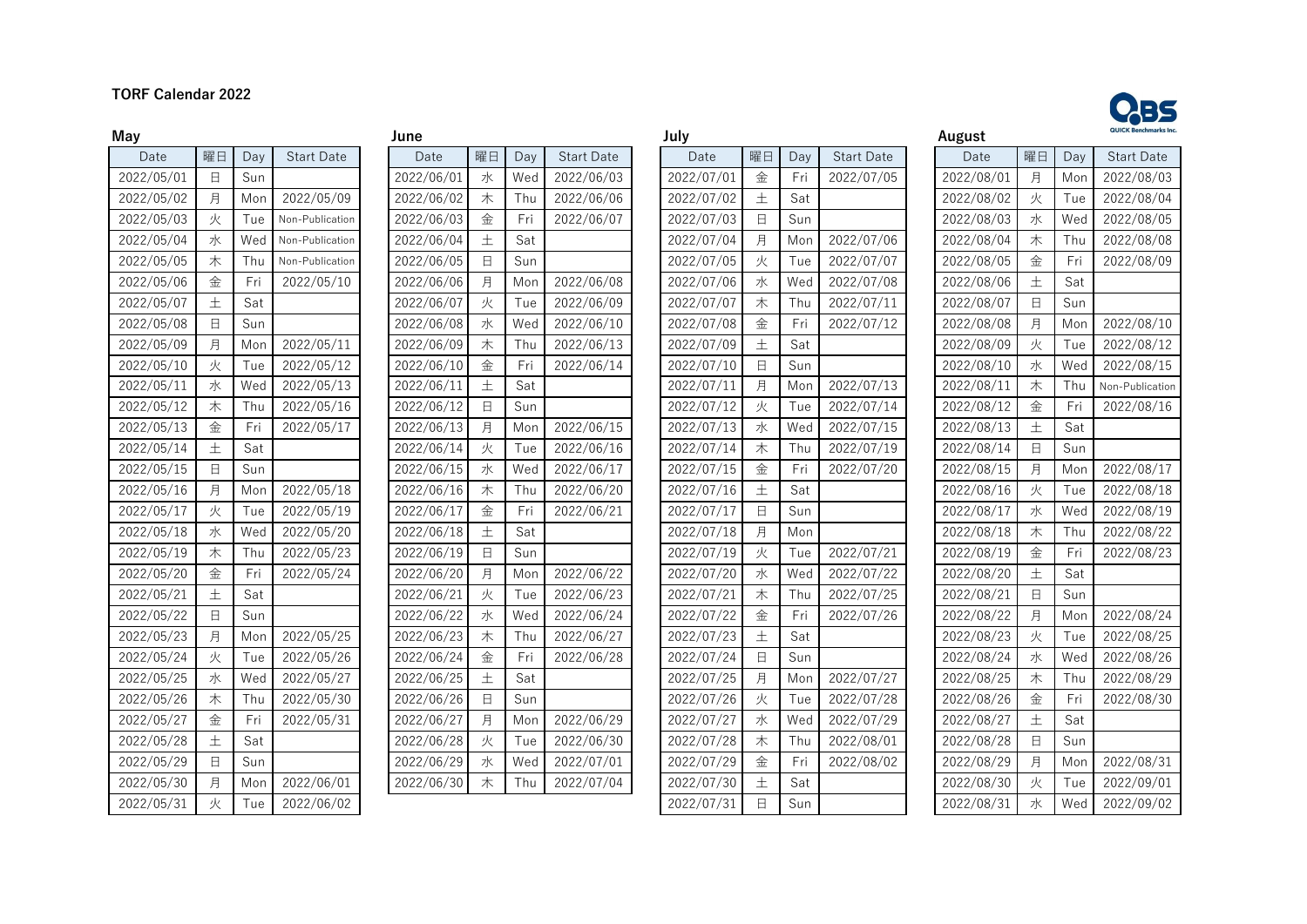**TORF Calendar 2022**

QBS QUICK Benchmarks Inc.

**May**

| Date | 曜日 | Day | Start Date |
|---|---|---|---|
| 2022/05/01 | 日 | Sun | |
| 2022/05/02 | 月 | Mon | 2022/05/09 |
| 2022/05/03 | 火 | Tue | Non-Publication |
| 2022/05/04 | 水 | Wed | Non-Publication |
| 2022/05/05 | 木 | Thu | Non-Publication |
| 2022/05/06 | 金 | Fri | 2022/05/10 |
| 2022/05/07 | 土 | Sat | |
| 2022/05/08 | 日 | Sun | |
| 2022/05/09 | 月 | Mon | 2022/05/11 |
| 2022/05/10 | 火 | Tue | 2022/05/12 |
| 2022/05/11 | 水 | Wed | 2022/05/13 |
| 2022/05/12 | 木 | Thu | 2022/05/16 |
| 2022/05/13 | 金 | Fri | 2022/05/17 |
| 2022/05/14 | 土 | Sat | |
| 2022/05/15 | 日 | Sun | |
| 2022/05/16 | 月 | Mon | 2022/05/18 |
| 2022/05/17 | 火 | Tue | 2022/05/19 |
| 2022/05/18 | 水 | Wed | 2022/05/20 |
| 2022/05/19 | 木 | Thu | 2022/05/23 |
| 2022/05/20 | 金 | Fri | 2022/05/24 |
| 2022/05/21 | 土 | Sat | |
| 2022/05/22 | 日 | Sun | |
| 2022/05/23 | 月 | Mon | 2022/05/25 |
| 2022/05/24 | 火 | Tue | 2022/05/26 |
| 2022/05/25 | 水 | Wed | 2022/05/27 |
| 2022/05/26 | 木 | Thu | 2022/05/30 |
| 2022/05/27 | 金 | Fri | 2022/05/31 |
| 2022/05/28 | 土 | Sat | |
| 2022/05/29 | 日 | Sun | |
| 2022/05/30 | 月 | Mon | 2022/06/01 |
| 2022/05/31 | 火 | Tue | 2022/06/02 |

**June**

| Date | 曜日 | Day | Start Date |
|---|---|---|---|
| 2022/06/01 | 水 | Wed | 2022/06/03 |
| 2022/06/02 | 木 | Thu | 2022/06/06 |
| 2022/06/03 | 金 | Fri | 2022/06/07 |
| 2022/06/04 | 土 | Sat | |
| 2022/06/05 | 日 | Sun | |
| 2022/06/06 | 月 | Mon | 2022/06/08 |
| 2022/06/07 | 火 | Tue | 2022/06/09 |
| 2022/06/08 | 水 | Wed | 2022/06/10 |
| 2022/06/09 | 木 | Thu | 2022/06/13 |
| 2022/06/10 | 金 | Fri | 2022/06/14 |
| 2022/06/11 | 土 | Sat | |
| 2022/06/12 | 日 | Sun | |
| 2022/06/13 | 月 | Mon | 2022/06/15 |
| 2022/06/14 | 火 | Tue | 2022/06/16 |
| 2022/06/15 | 水 | Wed | 2022/06/17 |
| 2022/06/16 | 木 | Thu | 2022/06/20 |
| 2022/06/17 | 金 | Fri | 2022/06/21 |
| 2022/06/18 | 土 | Sat | |
| 2022/06/19 | 日 | Sun | |
| 2022/06/20 | 月 | Mon | 2022/06/22 |
| 2022/06/21 | 火 | Tue | 2022/06/23 |
| 2022/06/22 | 水 | Wed | 2022/06/24 |
| 2022/06/23 | 木 | Thu | 2022/06/27 |
| 2022/06/24 | 金 | Fri | 2022/06/28 |
| 2022/06/25 | 土 | Sat | |
| 2022/06/26 | 日 | Sun | |
| 2022/06/27 | 月 | Mon | 2022/06/29 |
| 2022/06/28 | 火 | Tue | 2022/06/30 |
| 2022/06/29 | 水 | Wed | 2022/07/01 |
| 2022/06/30 | 木 | Thu | 2022/07/04 |

**July**

| Date | 曜日 | Day | Start Date |
|---|---|---|---|
| 2022/07/01 | 金 | Fri | 2022/07/05 |
| 2022/07/02 | 土 | Sat | |
| 2022/07/03 | 日 | Sun | |
| 2022/07/04 | 月 | Mon | 2022/07/06 |
| 2022/07/05 | 火 | Tue | 2022/07/07 |
| 2022/07/06 | 水 | Wed | 2022/07/08 |
| 2022/07/07 | 木 | Thu | 2022/07/11 |
| 2022/07/08 | 金 | Fri | 2022/07/12 |
| 2022/07/09 | 土 | Sat | |
| 2022/07/10 | 日 | Sun | |
| 2022/07/11 | 月 | Mon | 2022/07/13 |
| 2022/07/12 | 火 | Tue | 2022/07/14 |
| 2022/07/13 | 水 | Wed | 2022/07/15 |
| 2022/07/14 | 木 | Thu | 2022/07/19 |
| 2022/07/15 | 金 | Fri | 2022/07/20 |
| 2022/07/16 | 土 | Sat | |
| 2022/07/17 | 日 | Sun | |
| 2022/07/18 | 月 | Mon | |
| 2022/07/19 | 火 | Tue | 2022/07/21 |
| 2022/07/20 | 水 | Wed | 2022/07/22 |
| 2022/07/21 | 木 | Thu | 2022/07/25 |
| 2022/07/22 | 金 | Fri | 2022/07/26 |
| 2022/07/23 | 土 | Sat | |
| 2022/07/24 | 日 | Sun | |
| 2022/07/25 | 月 | Mon | 2022/07/27 |
| 2022/07/26 | 火 | Tue | 2022/07/28 |
| 2022/07/27 | 水 | Wed | 2022/07/29 |
| 2022/07/28 | 木 | Thu | 2022/08/01 |
| 2022/07/29 | 金 | Fri | 2022/08/02 |
| 2022/07/30 | 土 | Sat | |
| 2022/07/31 | 日 | Sun | |

**August**

| Date | 曜日 | Day | Start Date |
|---|---|---|---|
| 2022/08/01 | 月 | Mon | 2022/08/03 |
| 2022/08/02 | 火 | Tue | 2022/08/04 |
| 2022/08/03 | 水 | Wed | 2022/08/05 |
| 2022/08/04 | 木 | Thu | 2022/08/08 |
| 2022/08/05 | 金 | Fri | 2022/08/09 |
| 2022/08/06 | 土 | Sat | |
| 2022/08/07 | 日 | Sun | |
| 2022/08/08 | 月 | Mon | 2022/08/10 |
| 2022/08/09 | 火 | Tue | 2022/08/12 |
| 2022/08/10 | 水 | Wed | 2022/08/15 |
| 2022/08/11 | 木 | Thu | Non-Publication |
| 2022/08/12 | 金 | Fri | 2022/08/16 |
| 2022/08/13 | 土 | Sat | |
| 2022/08/14 | 日 | Sun | |
| 2022/08/15 | 月 | Mon | 2022/08/17 |
| 2022/08/16 | 火 | Tue | 2022/08/18 |
| 2022/08/17 | 水 | Wed | 2022/08/19 |
| 2022/08/18 | 木 | Thu | 2022/08/22 |
| 2022/08/19 | 金 | Fri | 2022/08/23 |
| 2022/08/20 | 土 | Sat | |
| 2022/08/21 | 日 | Sun | |
| 2022/08/22 | 月 | Mon | 2022/08/24 |
| 2022/08/23 | 火 | Tue | 2022/08/25 |
| 2022/08/24 | 水 | Wed | 2022/08/26 |
| 2022/08/25 | 木 | Thu | 2022/08/29 |
| 2022/08/26 | 金 | Fri | 2022/08/30 |
| 2022/08/27 | 土 | Sat | |
| 2022/08/28 | 日 | Sun | |
| 2022/08/29 | 月 | Mon | 2022/08/31 |
| 2022/08/30 | 火 | Tue | 2022/09/01 |
| 2022/08/31 | 水 | Wed | 2022/09/02 |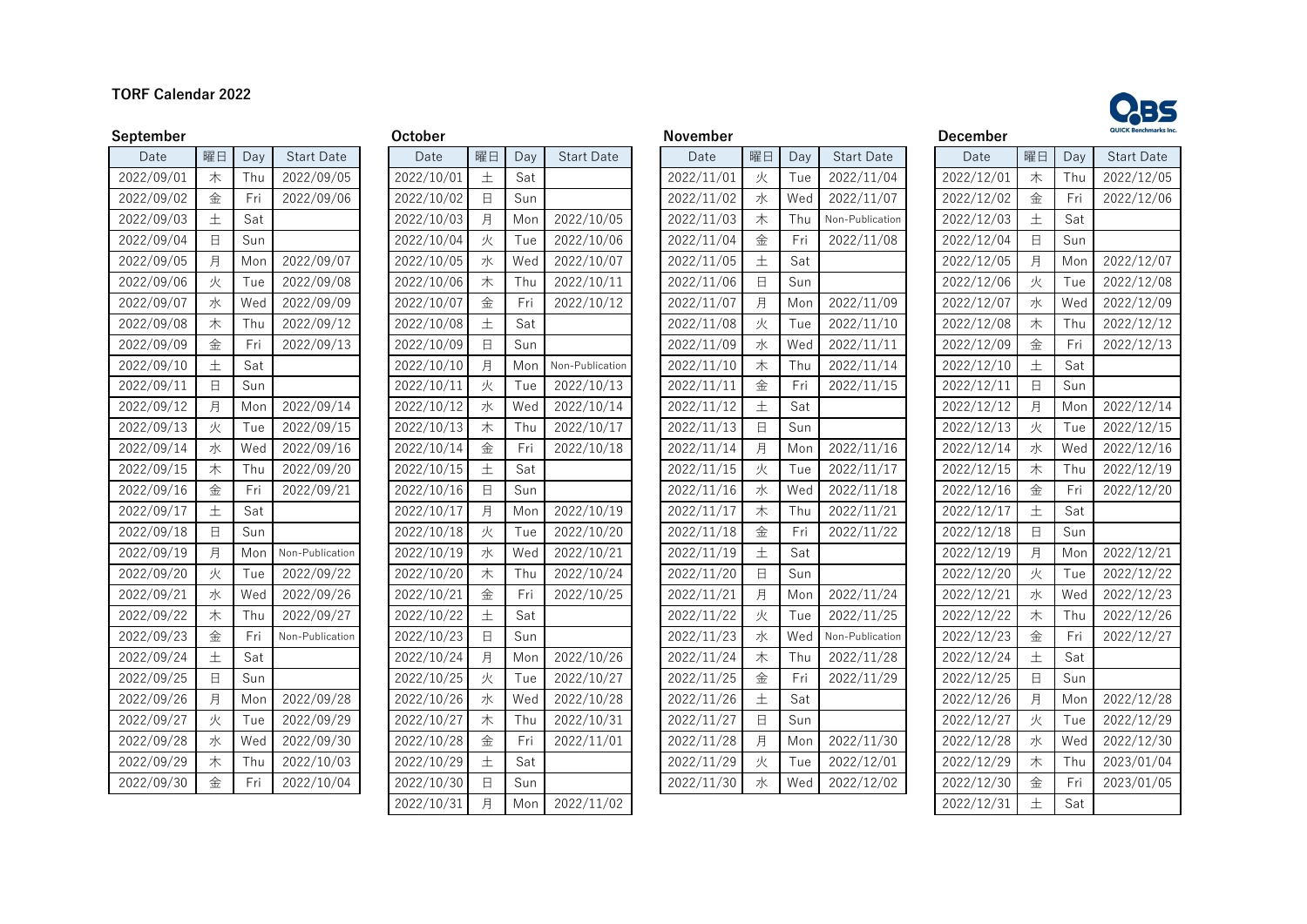## TORF Calendar 2022

QBS QUICK Benchmarks Inc.

### September

| Date | 曜日 | Day | Start Date |
|---|---|---|---|
| 2022/09/01 | 木 | Thu | 2022/09/05 |
| 2022/09/02 | 金 | Fri | 2022/09/06 |
| 2022/09/03 | 土 | Sat | |
| 2022/09/04 | 日 | Sun | |
| 2022/09/05 | 月 | Mon | 2022/09/07 |
| 2022/09/06 | 火 | Tue | 2022/09/08 |
| 2022/09/07 | 水 | Wed | 2022/09/09 |
| 2022/09/08 | 木 | Thu | 2022/09/12 |
| 2022/09/09 | 金 | Fri | 2022/09/13 |
| 2022/09/10 | 土 | Sat | |
| 2022/09/11 | 日 | Sun | |
| 2022/09/12 | 月 | Mon | 2022/09/14 |
| 2022/09/13 | 火 | Tue | 2022/09/15 |
| 2022/09/14 | 水 | Wed | 2022/09/16 |
| 2022/09/15 | 木 | Thu | 2022/09/20 |
| 2022/09/16 | 金 | Fri | 2022/09/21 |
| 2022/09/17 | 土 | Sat | |
| 2022/09/18 | 日 | Sun | |
| 2022/09/19 | 月 | Mon | Non-Publication |
| 2022/09/20 | 火 | Tue | 2022/09/22 |
| 2022/09/21 | 水 | Wed | 2022/09/26 |
| 2022/09/22 | 木 | Thu | 2022/09/27 |
| 2022/09/23 | 金 | Fri | Non-Publication |
| 2022/09/24 | 土 | Sat | |
| 2022/09/25 | 日 | Sun | |
| 2022/09/26 | 月 | Mon | 2022/09/28 |
| 2022/09/27 | 火 | Tue | 2022/09/29 |
| 2022/09/28 | 水 | Wed | 2022/09/30 |
| 2022/09/29 | 木 | Thu | 2022/10/03 |
| 2022/09/30 | 金 | Fri | 2022/10/04 |

### October

| Date | 曜日 | Day | Start Date |
|---|---|---|---|
| 2022/10/01 | 土 | Sat | |
| 2022/10/02 | 日 | Sun | |
| 2022/10/03 | 月 | Mon | 2022/10/05 |
| 2022/10/04 | 火 | Tue | 2022/10/06 |
| 2022/10/05 | 水 | Wed | 2022/10/07 |
| 2022/10/06 | 木 | Thu | 2022/10/11 |
| 2022/10/07 | 金 | Fri | 2022/10/12 |
| 2022/10/08 | 土 | Sat | |
| 2022/10/09 | 日 | Sun | |
| 2022/10/10 | 月 | Mon | Non-Publication |
| 2022/10/11 | 火 | Tue | 2022/10/13 |
| 2022/10/12 | 水 | Wed | 2022/10/14 |
| 2022/10/13 | 木 | Thu | 2022/10/17 |
| 2022/10/14 | 金 | Fri | 2022/10/18 |
| 2022/10/15 | 土 | Sat | |
| 2022/10/16 | 日 | Sun | |
| 2022/10/17 | 月 | Mon | 2022/10/19 |
| 2022/10/18 | 火 | Tue | 2022/10/20 |
| 2022/10/19 | 水 | Wed | 2022/10/21 |
| 2022/10/20 | 木 | Thu | 2022/10/24 |
| 2022/10/21 | 金 | Fri | 2022/10/25 |
| 2022/10/22 | 土 | Sat | |
| 2022/10/23 | 日 | Sun | |
| 2022/10/24 | 月 | Mon | 2022/10/26 |
| 2022/10/25 | 火 | Tue | 2022/10/27 |
| 2022/10/26 | 水 | Wed | 2022/10/28 |
| 2022/10/27 | 木 | Thu | 2022/10/31 |
| 2022/10/28 | 金 | Fri | 2022/11/01 |
| 2022/10/29 | 土 | Sat | |
| 2022/10/30 | 日 | Sun | |
| 2022/10/31 | 月 | Mon | 2022/11/02 |

### November

| Date | 曜日 | Day | Start Date |
|---|---|---|---|
| 2022/11/01 | 火 | Tue | 2022/11/04 |
| 2022/11/02 | 水 | Wed | 2022/11/07 |
| 2022/11/03 | 木 | Thu | Non-Publication |
| 2022/11/04 | 金 | Fri | 2022/11/08 |
| 2022/11/05 | 土 | Sat | |
| 2022/11/06 | 日 | Sun | |
| 2022/11/07 | 月 | Mon | 2022/11/09 |
| 2022/11/08 | 火 | Tue | 2022/11/10 |
| 2022/11/09 | 水 | Wed | 2022/11/11 |
| 2022/11/10 | 木 | Thu | 2022/11/14 |
| 2022/11/11 | 金 | Fri | 2022/11/15 |
| 2022/11/12 | 土 | Sat | |
| 2022/11/13 | 日 | Sun | |
| 2022/11/14 | 月 | Mon | 2022/11/16 |
| 2022/11/15 | 火 | Tue | 2022/11/17 |
| 2022/11/16 | 水 | Wed | 2022/11/18 |
| 2022/11/17 | 木 | Thu | 2022/11/21 |
| 2022/11/18 | 金 | Fri | 2022/11/22 |
| 2022/11/19 | 土 | Sat | |
| 2022/11/20 | 日 | Sun | |
| 2022/11/21 | 月 | Mon | 2022/11/24 |
| 2022/11/22 | 火 | Tue | 2022/11/25 |
| 2022/11/23 | 水 | Wed | Non-Publication |
| 2022/11/24 | 木 | Thu | 2022/11/28 |
| 2022/11/25 | 金 | Fri | 2022/11/29 |
| 2022/11/26 | 土 | Sat | |
| 2022/11/27 | 日 | Sun | |
| 2022/11/28 | 月 | Mon | 2022/11/30 |
| 2022/11/29 | 火 | Tue | 2022/12/01 |
| 2022/11/30 | 水 | Wed | 2022/12/02 |

### December

| Date | 曜日 | Day | Start Date |
|---|---|---|---|
| 2022/12/01 | 木 | Thu | 2022/12/05 |
| 2022/12/02 | 金 | Fri | 2022/12/06 |
| 2022/12/03 | 土 | Sat | |
| 2022/12/04 | 日 | Sun | |
| 2022/12/05 | 月 | Mon | 2022/12/07 |
| 2022/12/06 | 火 | Tue | 2022/12/08 |
| 2022/12/07 | 水 | Wed | 2022/12/09 |
| 2022/12/08 | 木 | Thu | 2022/12/12 |
| 2022/12/09 | 金 | Fri | 2022/12/13 |
| 2022/12/10 | 土 | Sat | |
| 2022/12/11 | 日 | Sun | |
| 2022/12/12 | 月 | Mon | 2022/12/14 |
| 2022/12/13 | 火 | Tue | 2022/12/15 |
| 2022/12/14 | 水 | Wed | 2022/12/16 |
| 2022/12/15 | 木 | Thu | 2022/12/19 |
| 2022/12/16 | 金 | Fri | 2022/12/20 |
| 2022/12/17 | 土 | Sat | |
| 2022/12/18 | 日 | Sun | |
| 2022/12/19 | 月 | Mon | 2022/12/21 |
| 2022/12/20 | 火 | Tue | 2022/12/22 |
| 2022/12/21 | 水 | Wed | 2022/12/23 |
| 2022/12/22 | 木 | Thu | 2022/12/26 |
| 2022/12/23 | 金 | Fri | 2022/12/27 |
| 2022/12/24 | 土 | Sat | |
| 2022/12/25 | 日 | Sun | |
| 2022/12/26 | 月 | Mon | 2022/12/28 |
| 2022/12/27 | 火 | Tue | 2022/12/29 |
| 2022/12/28 | 水 | Wed | 2022/12/30 |
| 2022/12/29 | 木 | Thu | 2023/01/04 |
| 2022/12/30 | 金 | Fri | 2023/01/05 |
| 2022/12/31 | 土 | Sat | |